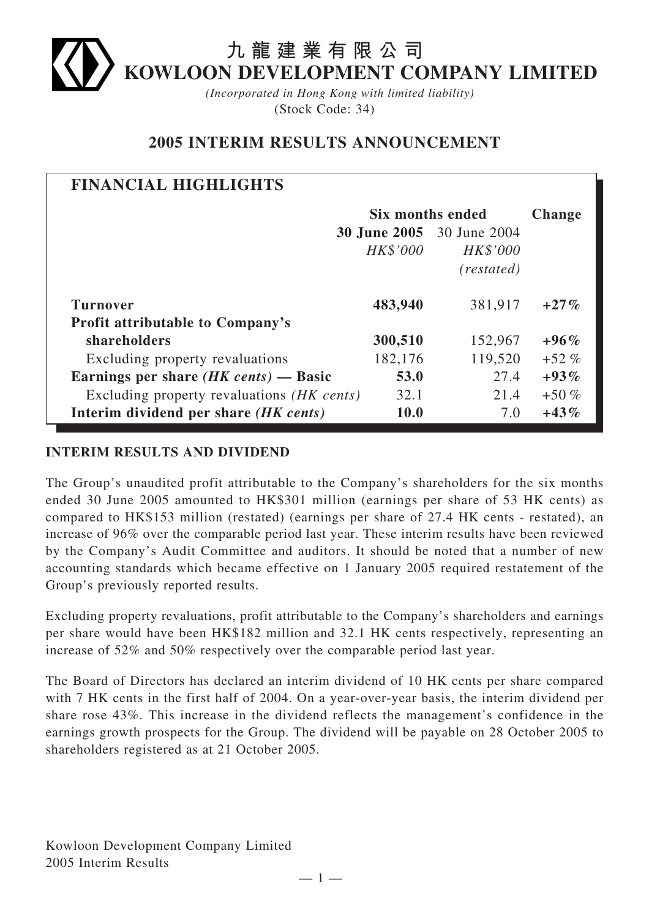# 九龍建業有限公司
# KOWLOON DEVELOPMENT COMPANY LIMITED

*(Incorporated in Hong Kong with limited liability)*
(Stock Code: 34)

## 2005 INTERIM RESULTS ANNOUNCEMENT

### FINANCIAL HIGHLIGHTS

| | Six months ended | | Change |
|---|---|---|---|
| | **30 June 2005** | 30 June 2004 | |
| | *HK$'000* | *HK$'000* | |
| | | *(restated)* | |
| **Turnover** | **483,940** | 381,917 | **+27%** |
| **Profit attributable to Company's shareholders** | **300,510** | 152,967 | **+96%** |
| Excluding property revaluations | 182,176 | 119,520 | +52 % |
| **Earnings per share *(HK cents)* — Basic** | **53.0** | 27.4 | **+93%** |
| Excluding property revaluations *(HK cents)* | 32.1 | 21.4 | +50 % |
| **Interim dividend per share *(HK cents)*** | **10.0** | 7.0 | **+43%** |

**INTERIM RESULTS AND DIVIDEND**

The Group's unaudited profit attributable to the Company's shareholders for the six months ended 30 June 2005 amounted to HK$301 million (earnings per share of 53 HK cents) as compared to HK$153 million (restated) (earnings per share of 27.4 HK cents - restated), an increase of 96% over the comparable period last year. These interim results have been reviewed by the Company's Audit Committee and auditors. It should be noted that a number of new accounting standards which became effective on 1 January 2005 required restatement of the Group's previously reported results.

Excluding property revaluations, profit attributable to the Company's shareholders and earnings per share would have been HK$182 million and 32.1 HK cents respectively, representing an increase of 52% and 50% respectively over the comparable period last year.

The Board of Directors has declared an interim dividend of 10 HK cents per share compared with 7 HK cents in the first half of 2004. On a year-over-year basis, the interim dividend per share rose 43%. This increase in the dividend reflects the management's confidence in the earnings growth prospects for the Group. The dividend will be payable on 28 October 2005 to shareholders registered as at 21 October 2005.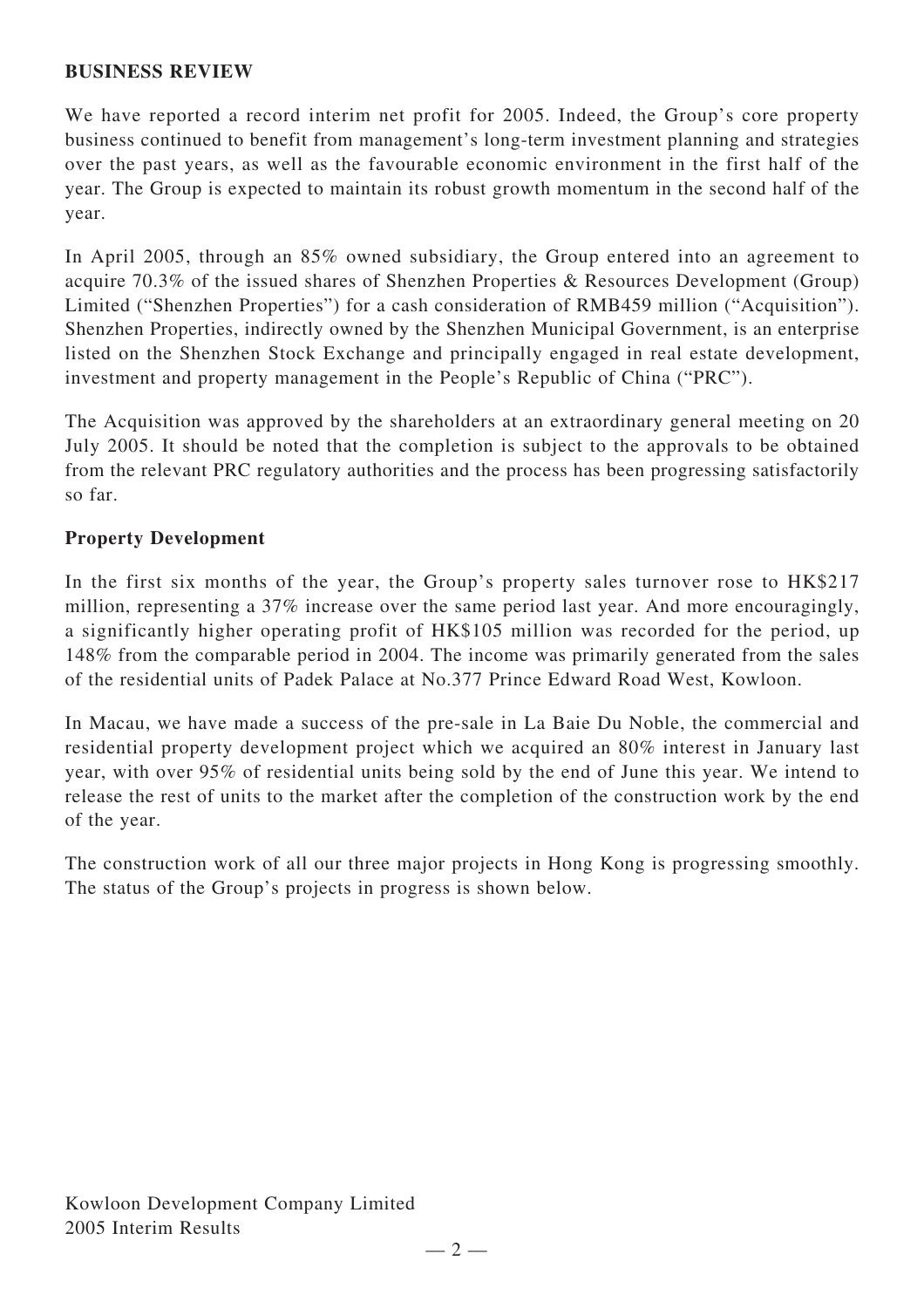## BUSINESS REVIEW

We have reported a record interim net profit for 2005. Indeed, the Group's core property business continued to benefit from management's long-term investment planning and strategies over the past years, as well as the favourable economic environment in the first half of the year. The Group is expected to maintain its robust growth momentum in the second half of the year.

In April 2005, through an 85% owned subsidiary, the Group entered into an agreement to acquire 70.3% of the issued shares of Shenzhen Properties & Resources Development (Group) Limited ("Shenzhen Properties") for a cash consideration of RMB459 million ("Acquisition"). Shenzhen Properties, indirectly owned by the Shenzhen Municipal Government, is an enterprise listed on the Shenzhen Stock Exchange and principally engaged in real estate development, investment and property management in the People's Republic of China ("PRC").

The Acquisition was approved by the shareholders at an extraordinary general meeting on 20 July 2005. It should be noted that the completion is subject to the approvals to be obtained from the relevant PRC regulatory authorities and the process has been progressing satisfactorily so far.

### Property Development

In the first six months of the year, the Group's property sales turnover rose to HK$217 million, representing a 37% increase over the same period last year. And more encouragingly, a significantly higher operating profit of HK$105 million was recorded for the period, up 148% from the comparable period in 2004. The income was primarily generated from the sales of the residential units of Padek Palace at No.377 Prince Edward Road West, Kowloon.

In Macau, we have made a success of the pre-sale in La Baie Du Noble, the commercial and residential property development project which we acquired an 80% interest in January last year, with over 95% of residential units being sold by the end of June this year. We intend to release the rest of units to the market after the completion of the construction work by the end of the year.

The construction work of all our three major projects in Hong Kong is progressing smoothly. The status of the Group's projects in progress is shown below.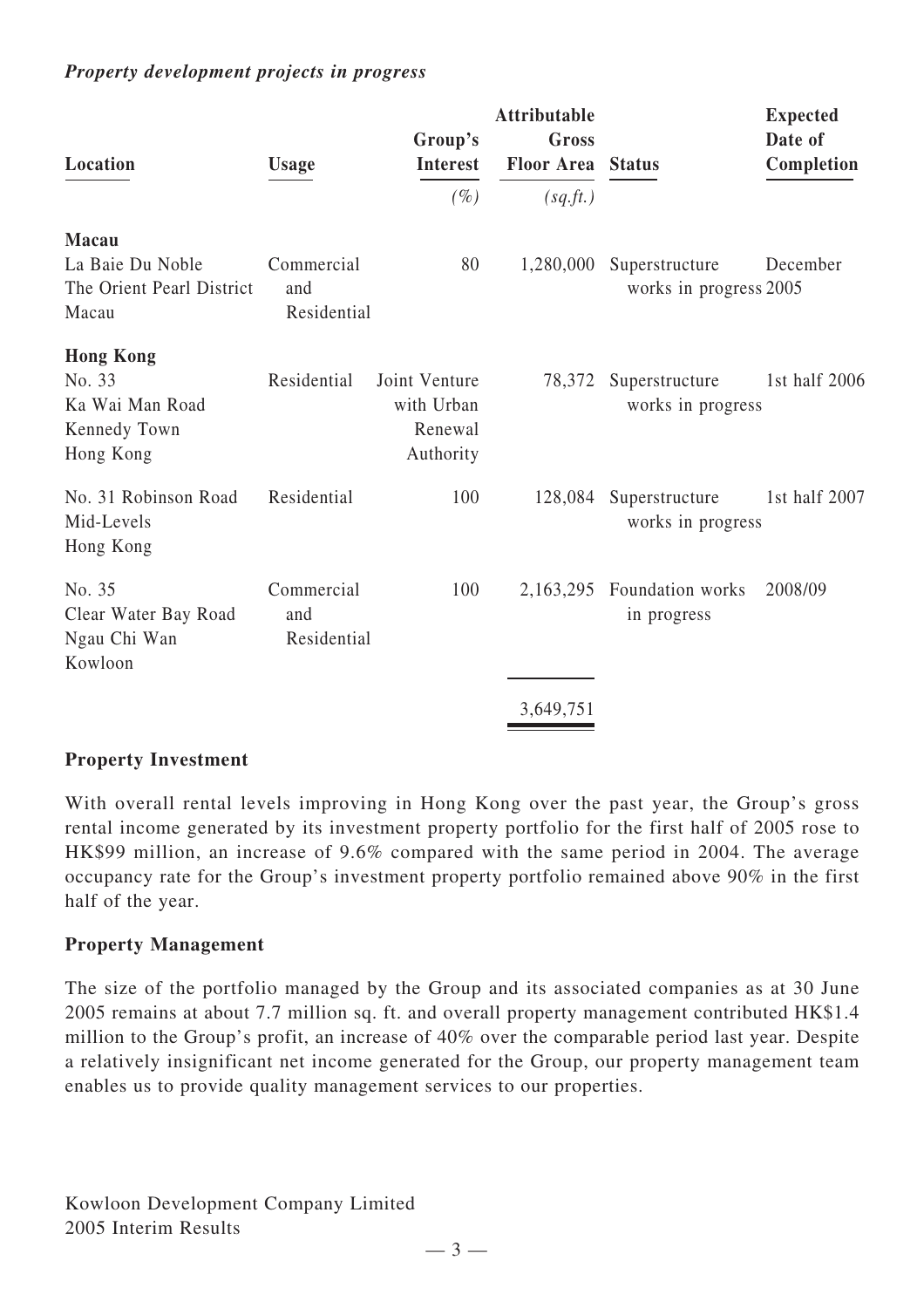***Property development projects in progress***

| Location | Usage | Group's Interest | Attributable Gross Floor Area | Status | Expected Date of Completion |
|---|---|---|---|---|---|
| | | *(%)* | *(sq.ft.)* | | |
| **Macau** | | | | | |
| La Baie Du Noble The Orient Pearl District Macau | Commercial and Residential | 80 | 1,280,000 | Superstructure works in progress | December 2005 |
| **Hong Kong** | | | | | |
| No. 33 Ka Wai Man Road Kennedy Town Hong Kong | Residential | Joint Venture with Urban Renewal Authority | 78,372 | Superstructure works in progress | 1st half 2006 |
| No. 31 Robinson Road Mid-Levels Hong Kong | Residential | 100 | 128,084 | Superstructure works in progress | 1st half 2007 |
| No. 35 Clear Water Bay Road Ngau Chi Wan Kowloon | Commercial and Residential | 100 | 2,163,295 | Foundation works in progress | 2008/09 |
| | | | 3,649,751 | | |

**Property Investment**

With overall rental levels improving in Hong Kong over the past year, the Group's gross rental income generated by its investment property portfolio for the first half of 2005 rose to HK$99 million, an increase of 9.6% compared with the same period in 2004. The average occupancy rate for the Group's investment property portfolio remained above 90% in the first half of the year.

**Property Management**

The size of the portfolio managed by the Group and its associated companies as at 30 June 2005 remains at about 7.7 million sq. ft. and overall property management contributed HK$1.4 million to the Group's profit, an increase of 40% over the comparable period last year. Despite a relatively insignificant net income generated for the Group, our property management team enables us to provide quality management services to our properties.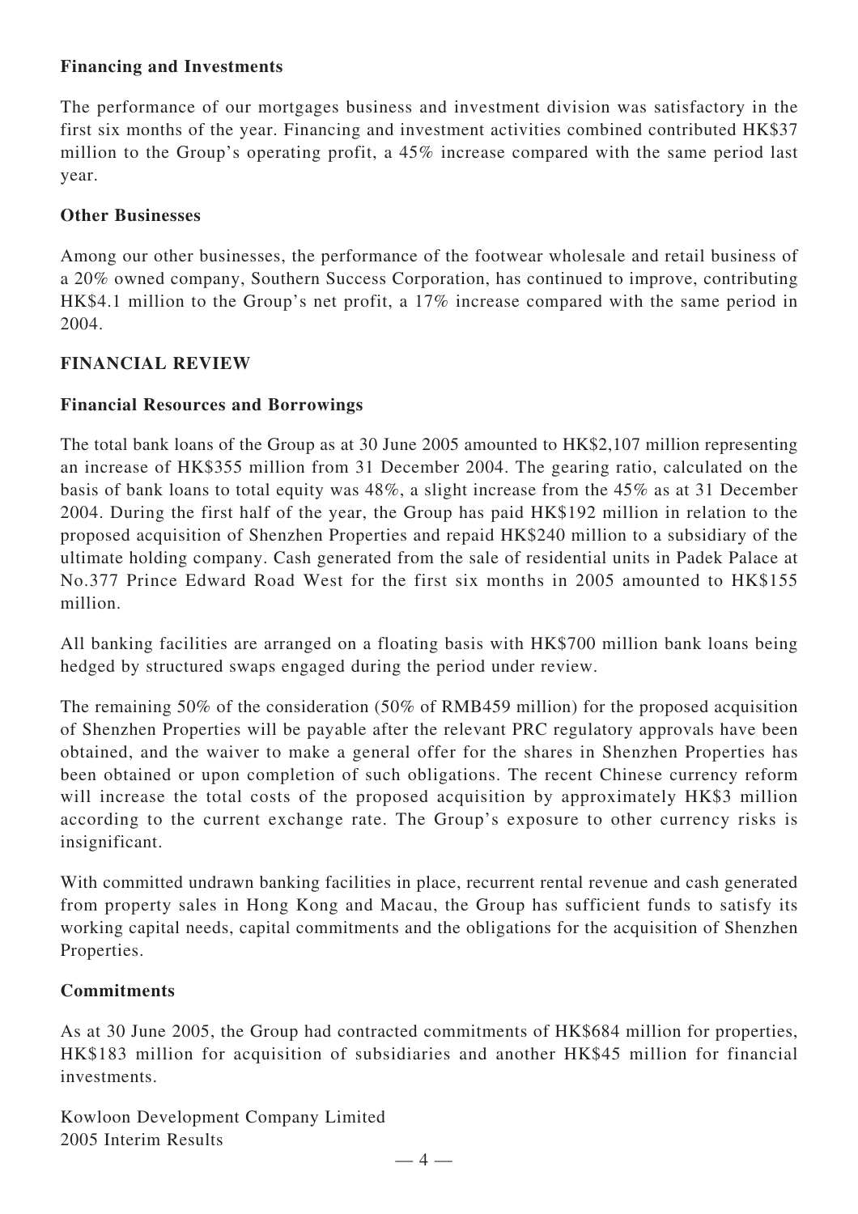**Financing and Investments**

The performance of our mortgages business and investment division was satisfactory in the first six months of the year. Financing and investment activities combined contributed HK$37 million to the Group's operating profit, a 45% increase compared with the same period last year.

**Other Businesses**

Among our other businesses, the performance of the footwear wholesale and retail business of a 20% owned company, Southern Success Corporation, has continued to improve, contributing HK$4.1 million to the Group's net profit, a 17% increase compared with the same period in 2004.

## FINANCIAL REVIEW

**Financial Resources and Borrowings**

The total bank loans of the Group as at 30 June 2005 amounted to HK$2,107 million representing an increase of HK$355 million from 31 December 2004. The gearing ratio, calculated on the basis of bank loans to total equity was 48%, a slight increase from the 45% as at 31 December 2004. During the first half of the year, the Group has paid HK$192 million in relation to the proposed acquisition of Shenzhen Properties and repaid HK$240 million to a subsidiary of the ultimate holding company. Cash generated from the sale of residential units in Padek Palace at No.377 Prince Edward Road West for the first six months in 2005 amounted to HK$155 million.

All banking facilities are arranged on a floating basis with HK$700 million bank loans being hedged by structured swaps engaged during the period under review.

The remaining 50% of the consideration (50% of RMB459 million) for the proposed acquisition of Shenzhen Properties will be payable after the relevant PRC regulatory approvals have been obtained, and the waiver to make a general offer for the shares in Shenzhen Properties has been obtained or upon completion of such obligations. The recent Chinese currency reform will increase the total costs of the proposed acquisition by approximately HK$3 million according to the current exchange rate. The Group's exposure to other currency risks is insignificant.

With committed undrawn banking facilities in place, recurrent rental revenue and cash generated from property sales in Hong Kong and Macau, the Group has sufficient funds to satisfy its working capital needs, capital commitments and the obligations for the acquisition of Shenzhen Properties.

**Commitments**

As at 30 June 2005, the Group had contracted commitments of HK$684 million for properties, HK$183 million for acquisition of subsidiaries and another HK$45 million for financial investments.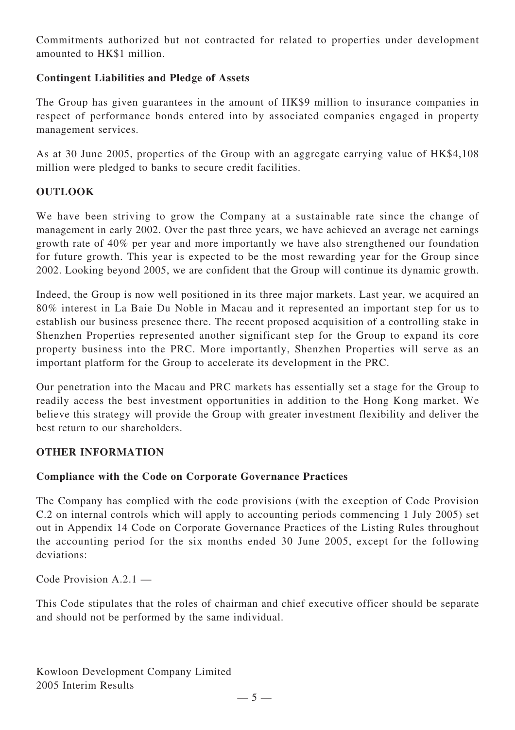Commitments authorized but not contracted for related to properties under development amounted to HK$1 million.

### Contingent Liabilities and Pledge of Assets

The Group has given guarantees in the amount of HK$9 million to insurance companies in respect of performance bonds entered into by associated companies engaged in property management services.

As at 30 June 2005, properties of the Group with an aggregate carrying value of HK$4,108 million were pledged to banks to secure credit facilities.

## OUTLOOK

We have been striving to grow the Company at a sustainable rate since the change of management in early 2002. Over the past three years, we have achieved an average net earnings growth rate of 40% per year and more importantly we have also strengthened our foundation for future growth. This year is expected to be the most rewarding year for the Group since 2002. Looking beyond 2005, we are confident that the Group will continue its dynamic growth.

Indeed, the Group is now well positioned in its three major markets. Last year, we acquired an 80% interest in La Baie Du Noble in Macau and it represented an important step for us to establish our business presence there. The recent proposed acquisition of a controlling stake in Shenzhen Properties represented another significant step for the Group to expand its core property business into the PRC. More importantly, Shenzhen Properties will serve as an important platform for the Group to accelerate its development in the PRC.

Our penetration into the Macau and PRC markets has essentially set a stage for the Group to readily access the best investment opportunities in addition to the Hong Kong market. We believe this strategy will provide the Group with greater investment flexibility and deliver the best return to our shareholders.

## OTHER INFORMATION

### Compliance with the Code on Corporate Governance Practices

The Company has complied with the code provisions (with the exception of Code Provision C.2 on internal controls which will apply to accounting periods commencing 1 July 2005) set out in Appendix 14 Code on Corporate Governance Practices of the Listing Rules throughout the accounting period for the six months ended 30 June 2005, except for the following deviations:

Code Provision A.2.1 —

This Code stipulates that the roles of chairman and chief executive officer should be separate and should not be performed by the same individual.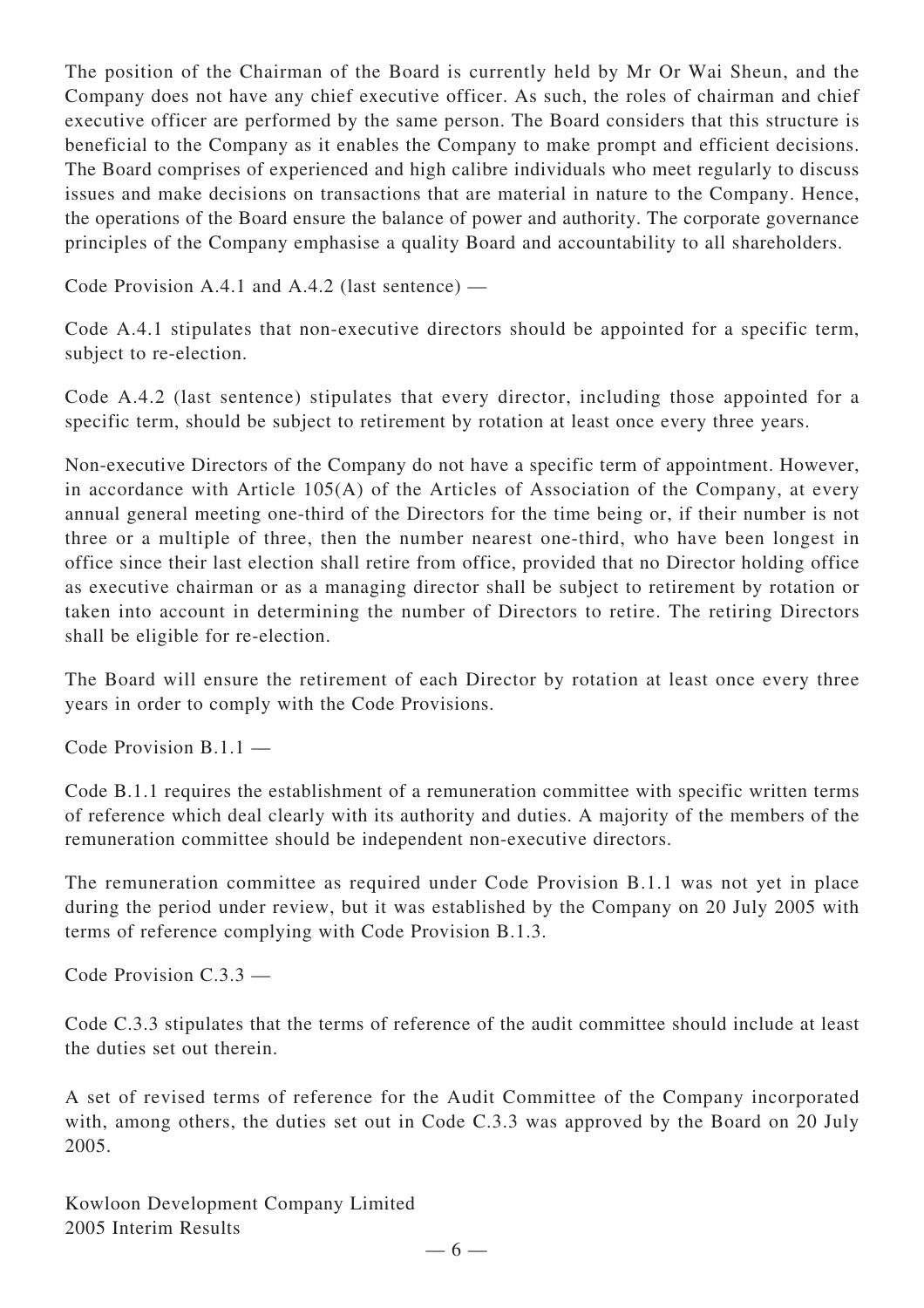The position of the Chairman of the Board is currently held by Mr Or Wai Sheun, and the Company does not have any chief executive officer. As such, the roles of chairman and chief executive officer are performed by the same person. The Board considers that this structure is beneficial to the Company as it enables the Company to make prompt and efficient decisions. The Board comprises of experienced and high calibre individuals who meet regularly to discuss issues and make decisions on transactions that are material in nature to the Company. Hence, the operations of the Board ensure the balance of power and authority. The corporate governance principles of the Company emphasise a quality Board and accountability to all shareholders.

Code Provision A.4.1 and A.4.2 (last sentence) —

Code A.4.1 stipulates that non-executive directors should be appointed for a specific term, subject to re-election.

Code A.4.2 (last sentence) stipulates that every director, including those appointed for a specific term, should be subject to retirement by rotation at least once every three years.

Non-executive Directors of the Company do not have a specific term of appointment. However, in accordance with Article 105(A) of the Articles of Association of the Company, at every annual general meeting one-third of the Directors for the time being or, if their number is not three or a multiple of three, then the number nearest one-third, who have been longest in office since their last election shall retire from office, provided that no Director holding office as executive chairman or as a managing director shall be subject to retirement by rotation or taken into account in determining the number of Directors to retire. The retiring Directors shall be eligible for re-election.

The Board will ensure the retirement of each Director by rotation at least once every three years in order to comply with the Code Provisions.

Code Provision B.1.1 —

Code B.1.1 requires the establishment of a remuneration committee with specific written terms of reference which deal clearly with its authority and duties. A majority of the members of the remuneration committee should be independent non-executive directors.

The remuneration committee as required under Code Provision B.1.1 was not yet in place during the period under review, but it was established by the Company on 20 July 2005 with terms of reference complying with Code Provision B.1.3.

Code Provision C.3.3 —

Code C.3.3 stipulates that the terms of reference of the audit committee should include at least the duties set out therein.

A set of revised terms of reference for the Audit Committee of the Company incorporated with, among others, the duties set out in Code C.3.3 was approved by the Board on 20 July 2005.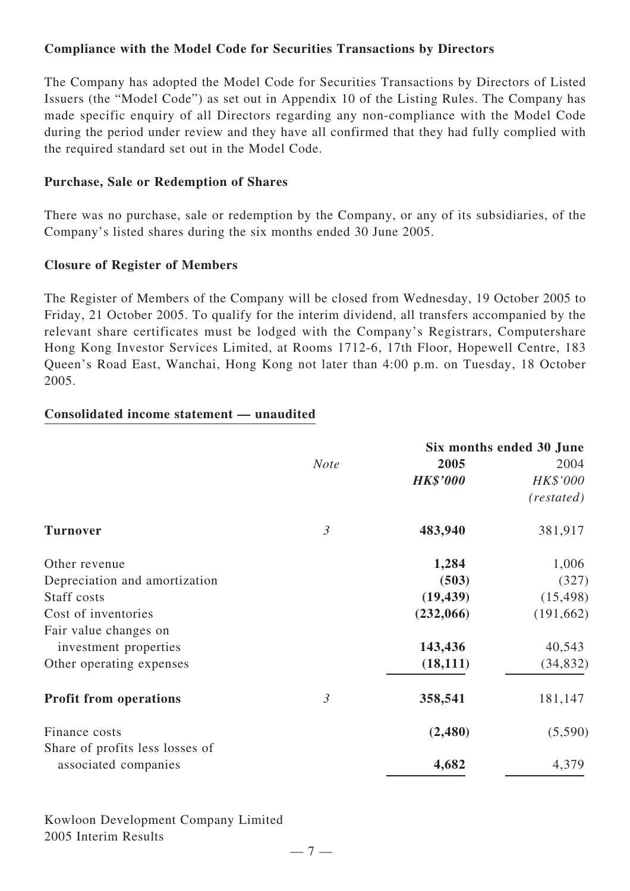**Compliance with the Model Code for Securities Transactions by Directors**

The Company has adopted the Model Code for Securities Transactions by Directors of Listed Issuers (the "Model Code") as set out in Appendix 10 of the Listing Rules. The Company has made specific enquiry of all Directors regarding any non-compliance with the Model Code during the period under review and they have all confirmed that they had fully complied with the required standard set out in the Model Code.

**Purchase, Sale or Redemption of Shares**

There was no purchase, sale or redemption by the Company, or any of its subsidiaries, of the Company's listed shares during the six months ended 30 June 2005.

**Closure of Register of Members**

The Register of Members of the Company will be closed from Wednesday, 19 October 2005 to Friday, 21 October 2005. To qualify for the interim dividend, all transfers accompanied by the relevant share certificates must be lodged with the Company's Registrars, Computershare Hong Kong Investor Services Limited, at Rooms 1712-6, 17th Floor, Hopewell Centre, 183 Queen's Road East, Wanchai, Hong Kong not later than 4:00 p.m. on Tuesday, 18 October 2005.

**Consolidated income statement — unaudited**

| | *Note* | **Six months ended 30 June** | |
|---|---|---|---|
| | | **2005** | 2004 |
| | | ***HK$'000*** | *HK$'000* |
| | | | *(restated)* |
| **Turnover** | *3* | **483,940** | 381,917 |
| Other revenue | | **1,284** | 1,006 |
| Depreciation and amortization | | **(503)** | (327) |
| Staff costs | | **(19,439)** | (15,498) |
| Cost of inventories | | **(232,066)** | (191,662) |
| Fair value changes on investment properties | | **143,436** | 40,543 |
| Other operating expenses | | **(18,111)** | (34,832) |
| **Profit from operations** | *3* | **358,541** | 181,147 |
| Finance costs | | **(2,480)** | (5,590) |
| Share of profits less losses of associated companies | | **4,682** | 4,379 |

Kowloon Development Company Limited
2005 Interim Results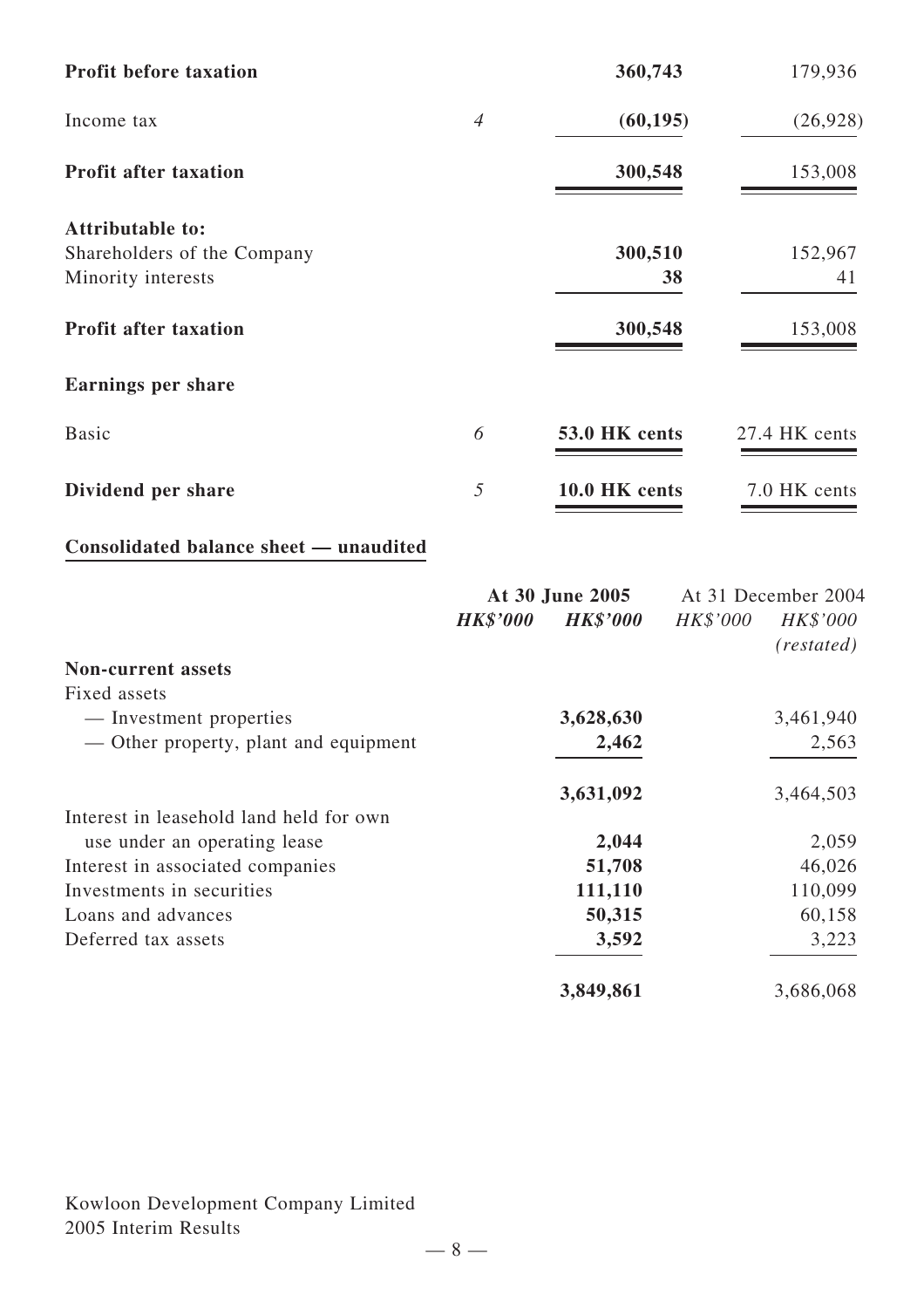| | Note | 2005 | 2004 |
|---|---|---|---|
| **Profit before taxation** | | **360,743** | 179,936 |
| Income tax | *4* | **(60,195)** | (26,928) |
| **Profit after taxation** | | **300,548** | 153,008 |
| **Attributable to:** | | | |
| Shareholders of the Company | | **300,510** | 152,967 |
| Minority interests | | **38** | 41 |
| **Profit after taxation** | | **300,548** | 153,008 |
| **Earnings per share** | | | |
| Basic | *6* | **53.0 HK cents** | 27.4 HK cents |
| **Dividend per share** | *5* | **10.0 HK cents** | 7.0 HK cents |

## Consolidated balance sheet — unaudited

| | **At 30 June 2005** | | At 31 December 2004 | |
|---|---|---|---|---|
| | ***HK$'000*** | ***HK$'000*** | *HK$'000* | *HK$'000* *(restated)* |
| **Non-current assets** | | | | |
| Fixed assets | | | | |
| — Investment properties | | **3,628,630** | | 3,461,940 |
| — Other property, plant and equipment | | **2,462** | | 2,563 |
| | | **3,631,092** | | 3,464,503 |
| Interest in leasehold land held for own use under an operating lease | | **2,044** | | 2,059 |
| Interest in associated companies | | **51,708** | | 46,026 |
| Investments in securities | | **111,110** | | 110,099 |
| Loans and advances | | **50,315** | | 60,158 |
| Deferred tax assets | | **3,592** | | 3,223 |
| | | **3,849,861** | | 3,686,068 |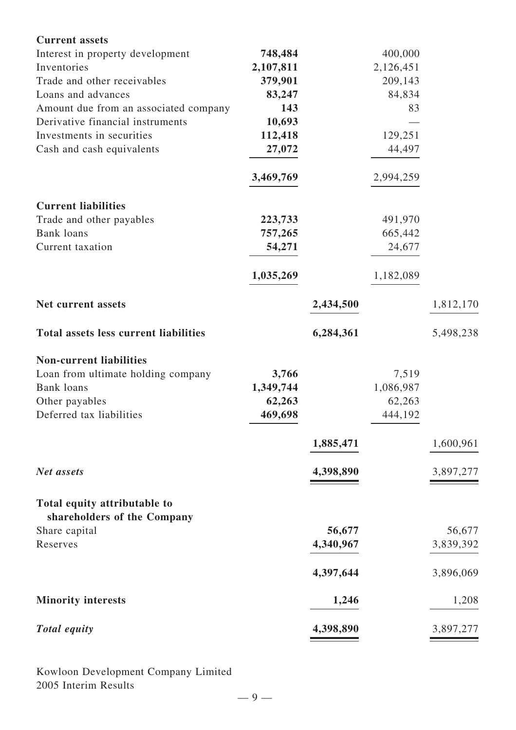| | | | | |
|---|---|---|---|---|
| **Current assets** | | | | |
| Interest in property development | **748,484** | | 400,000 | |
| Inventories | **2,107,811** | | 2,126,451 | |
| Trade and other receivables | **379,901** | | 209,143 | |
| Loans and advances | **83,247** | | 84,834 | |
| Amount due from an associated company | **143** | | 83 | |
| Derivative financial instruments | **10,693** | | — | |
| Investments in securities | **112,418** | | 129,251 | |
| Cash and cash equivalents | **27,072** | | 44,497 | |
| | **3,469,769** | | 2,994,259 | |
| **Current liabilities** | | | | |
| Trade and other payables | **223,733** | | 491,970 | |
| Bank loans | **757,265** | | 665,442 | |
| Current taxation | **54,271** | | 24,677 | |
| | **1,035,269** | | 1,182,089 | |
| **Net current assets** | | **2,434,500** | | 1,812,170 |
| **Total assets less current liabilities** | | **6,284,361** | | 5,498,238 |
| **Non-current liabilities** | | | | |
| Loan from ultimate holding company | **3,766** | | 7,519 | |
| Bank loans | **1,349,744** | | 1,086,987 | |
| Other payables | **62,263** | | 62,263 | |
| Deferred tax liabilities | **469,698** | | 444,192 | |
| | | **1,885,471** | | 1,600,961 |
| ***Net assets*** | | **4,398,890** | | 3,897,277 |
| **Total equity attributable to shareholders of the Company** | | | | |
| Share capital | | **56,677** | | 56,677 |
| Reserves | | **4,340,967** | | 3,839,392 |
| | | **4,397,644** | | 3,896,069 |
| **Minority interests** | | **1,246** | | 1,208 |
| ***Total equity*** | | **4,398,890** | | 3,897,277 |

Kowloon Development Company Limited
2005 Interim Results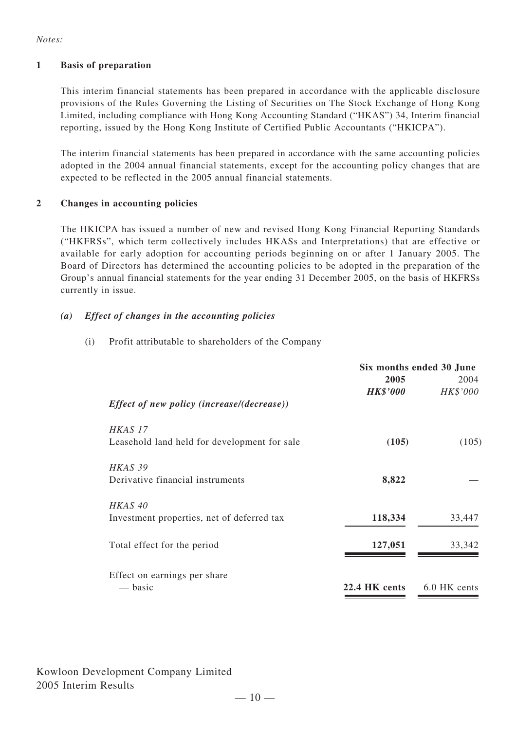*Notes:*

**1 Basis of preparation**

This interim financial statements has been prepared in accordance with the applicable disclosure provisions of the Rules Governing the Listing of Securities on The Stock Exchange of Hong Kong Limited, including compliance with Hong Kong Accounting Standard ("HKAS") 34, Interim financial reporting, issued by the Hong Kong Institute of Certified Public Accountants ("HKICPA").

The interim financial statements has been prepared in accordance with the same accounting policies adopted in the 2004 annual financial statements, except for the accounting policy changes that are expected to be reflected in the 2005 annual financial statements.

**2 Changes in accounting policies**

The HKICPA has issued a number of new and revised Hong Kong Financial Reporting Standards ("HKFRSs", which term collectively includes HKASs and Interpretations) that are effective or available for early adoption for accounting periods beginning on or after 1 January 2005. The Board of Directors has determined the accounting policies to be adopted in the preparation of the Group's annual financial statements for the year ending 31 December 2005, on the basis of HKFRSs currently in issue.

***(a) Effect of changes in the accounting policies***

(i) Profit attributable to shareholders of the Company

| | Six months ended 30 June | |
|---|---|---|
| | **2005** | 2004 |
| | ***HK$'000*** | *HK$'000* |
| ***Effect of new policy (increase/(decrease))*** | | |
| *HKAS 17* | | |
| Leasehold land held for development for sale | **(105)** | (105) |
| *HKAS 39* | | |
| Derivative financial instruments | **8,822** | — |
| *HKAS 40* | | |
| Investment properties, net of deferred tax | **118,334** | 33,447 |
| Total effect for the period | **127,051** | 33,342 |
| Effect on earnings per share | | |
| — basic | **22.4 HK cents** | 6.0 HK cents |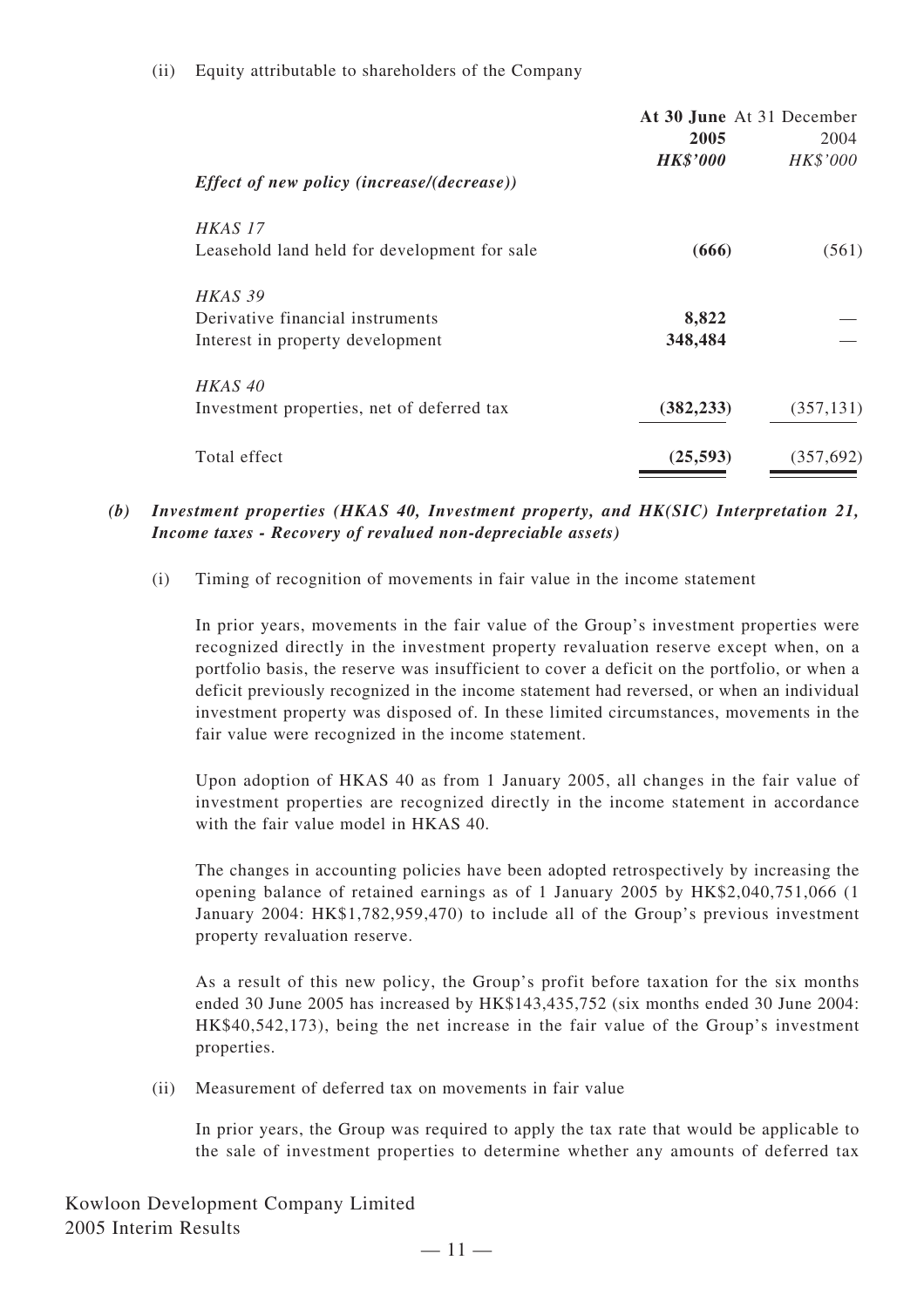(ii) Equity attributable to shareholders of the Company

| | At 30 June 2005 HK$'000 | At 31 December 2004 HK$'000 |
|---|---|---|
| ***Effect of new policy (increase/(decrease))*** | | |
| *HKAS 17* | | |
| Leasehold land held for development for sale | **(666)** | (561) |
| *HKAS 39* | | |
| Derivative financial instruments | **8,822** | — |
| Interest in property development | **348,484** | — |
| *HKAS 40* | | |
| Investment properties, net of deferred tax | **(382,233)** | (357,131) |
| Total effect | **(25,593)** | (357,692) |

***(b) Investment properties (HKAS 40, Investment property, and HK(SIC) Interpretation 21, Income taxes - Recovery of revalued non-depreciable assets)***

(i) Timing of recognition of movements in fair value in the income statement

In prior years, movements in the fair value of the Group's investment properties were recognized directly in the investment property revaluation reserve except when, on a portfolio basis, the reserve was insufficient to cover a deficit on the portfolio, or when a deficit previously recognized in the income statement had reversed, or when an individual investment property was disposed of. In these limited circumstances, movements in the fair value were recognized in the income statement.

Upon adoption of HKAS 40 as from 1 January 2005, all changes in the fair value of investment properties are recognized directly in the income statement in accordance with the fair value model in HKAS 40.

The changes in accounting policies have been adopted retrospectively by increasing the opening balance of retained earnings as of 1 January 2005 by HK$2,040,751,066 (1 January 2004: HK$1,782,959,470) to include all of the Group's previous investment property revaluation reserve.

As a result of this new policy, the Group's profit before taxation for the six months ended 30 June 2005 has increased by HK$143,435,752 (six months ended 30 June 2004: HK$40,542,173), being the net increase in the fair value of the Group's investment properties.

(ii) Measurement of deferred tax on movements in fair value

In prior years, the Group was required to apply the tax rate that would be applicable to the sale of investment properties to determine whether any amounts of deferred tax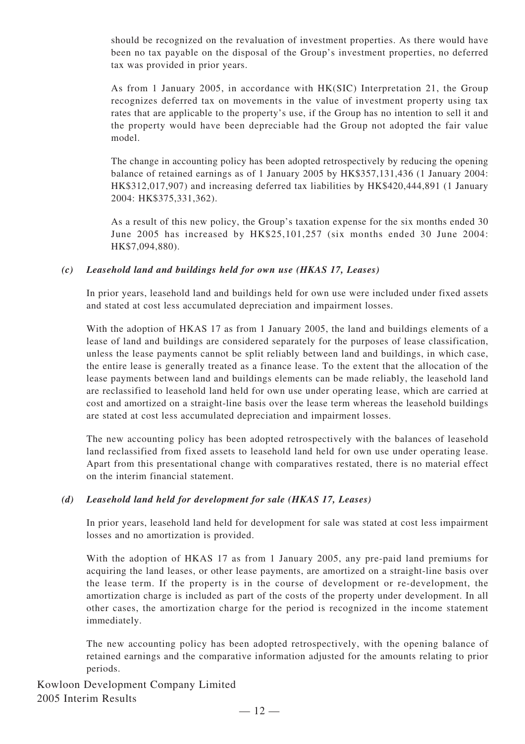should be recognized on the revaluation of investment properties. As there would have been no tax payable on the disposal of the Group's investment properties, no deferred tax was provided in prior years.

As from 1 January 2005, in accordance with HK(SIC) Interpretation 21, the Group recognizes deferred tax on movements in the value of investment property using tax rates that are applicable to the property's use, if the Group has no intention to sell it and the property would have been depreciable had the Group not adopted the fair value model.

The change in accounting policy has been adopted retrospectively by reducing the opening balance of retained earnings as of 1 January 2005 by HK$357,131,436 (1 January 2004: HK$312,017,907) and increasing deferred tax liabilities by HK$420,444,891 (1 January 2004: HK$375,331,362).

As a result of this new policy, the Group's taxation expense for the six months ended 30 June 2005 has increased by HK$25,101,257 (six months ended 30 June 2004: HK$7,094,880).

***(c) Leasehold land and buildings held for own use (HKAS 17, Leases)***

In prior years, leasehold land and buildings held for own use were included under fixed assets and stated at cost less accumulated depreciation and impairment losses.

With the adoption of HKAS 17 as from 1 January 2005, the land and buildings elements of a lease of land and buildings are considered separately for the purposes of lease classification, unless the lease payments cannot be split reliably between land and buildings, in which case, the entire lease is generally treated as a finance lease. To the extent that the allocation of the lease payments between land and buildings elements can be made reliably, the leasehold land are reclassified to leasehold land held for own use under operating lease, which are carried at cost and amortized on a straight-line basis over the lease term whereas the leasehold buildings are stated at cost less accumulated depreciation and impairment losses.

The new accounting policy has been adopted retrospectively with the balances of leasehold land reclassified from fixed assets to leasehold land held for own use under operating lease. Apart from this presentational change with comparatives restated, there is no material effect on the interim financial statement.

***(d) Leasehold land held for development for sale (HKAS 17, Leases)***

In prior years, leasehold land held for development for sale was stated at cost less impairment losses and no amortization is provided.

With the adoption of HKAS 17 as from 1 January 2005, any pre-paid land premiums for acquiring the land leases, or other lease payments, are amortized on a straight-line basis over the lease term. If the property is in the course of development or re-development, the amortization charge is included as part of the costs of the property under development. In all other cases, the amortization charge for the period is recognized in the income statement immediately.

The new accounting policy has been adopted retrospectively, with the opening balance of retained earnings and the comparative information adjusted for the amounts relating to prior periods.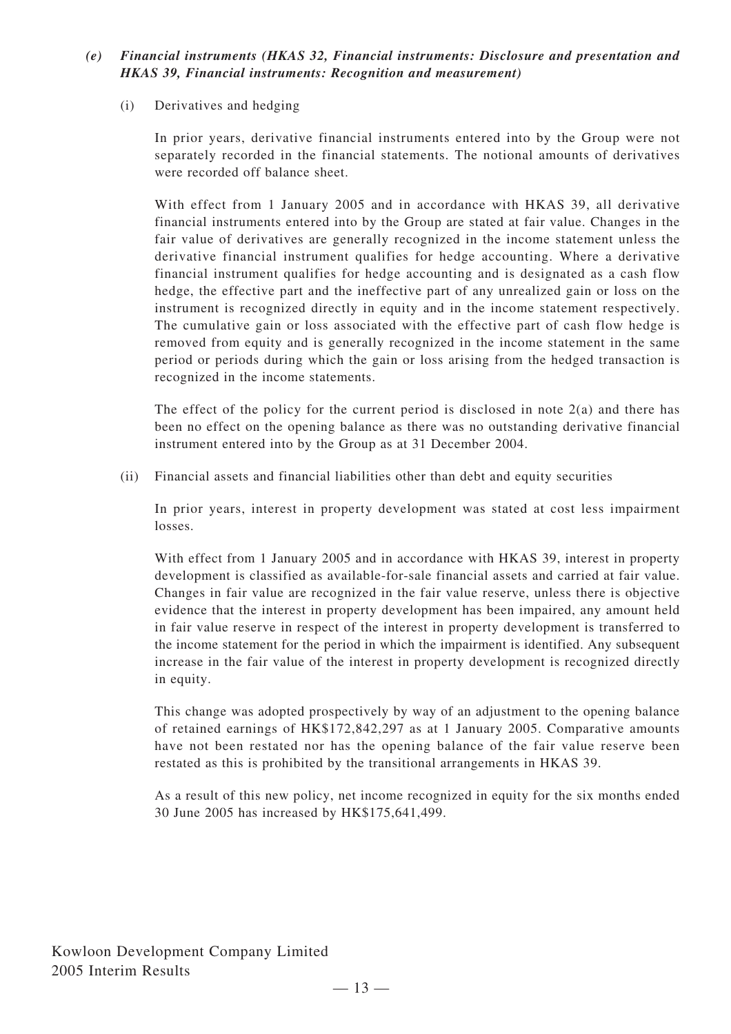***(e) Financial instruments (HKAS 32, Financial instruments: Disclosure and presentation and HKAS 39, Financial instruments: Recognition and measurement)***

(i) Derivatives and hedging

In prior years, derivative financial instruments entered into by the Group were not separately recorded in the financial statements. The notional amounts of derivatives were recorded off balance sheet.

With effect from 1 January 2005 and in accordance with HKAS 39, all derivative financial instruments entered into by the Group are stated at fair value. Changes in the fair value of derivatives are generally recognized in the income statement unless the derivative financial instrument qualifies for hedge accounting. Where a derivative financial instrument qualifies for hedge accounting and is designated as a cash flow hedge, the effective part and the ineffective part of any unrealized gain or loss on the instrument is recognized directly in equity and in the income statement respectively. The cumulative gain or loss associated with the effective part of cash flow hedge is removed from equity and is generally recognized in the income statement in the same period or periods during which the gain or loss arising from the hedged transaction is recognized in the income statements.

The effect of the policy for the current period is disclosed in note 2(a) and there has been no effect on the opening balance as there was no outstanding derivative financial instrument entered into by the Group as at 31 December 2004.

(ii) Financial assets and financial liabilities other than debt and equity securities

In prior years, interest in property development was stated at cost less impairment losses.

With effect from 1 January 2005 and in accordance with HKAS 39, interest in property development is classified as available-for-sale financial assets and carried at fair value. Changes in fair value are recognized in the fair value reserve, unless there is objective evidence that the interest in property development has been impaired, any amount held in fair value reserve in respect of the interest in property development is transferred to the income statement for the period in which the impairment is identified. Any subsequent increase in the fair value of the interest in property development is recognized directly in equity.

This change was adopted prospectively by way of an adjustment to the opening balance of retained earnings of HK$172,842,297 as at 1 January 2005. Comparative amounts have not been restated nor has the opening balance of the fair value reserve been restated as this is prohibited by the transitional arrangements in HKAS 39.

As a result of this new policy, net income recognized in equity for the six months ended 30 June 2005 has increased by HK$175,641,499.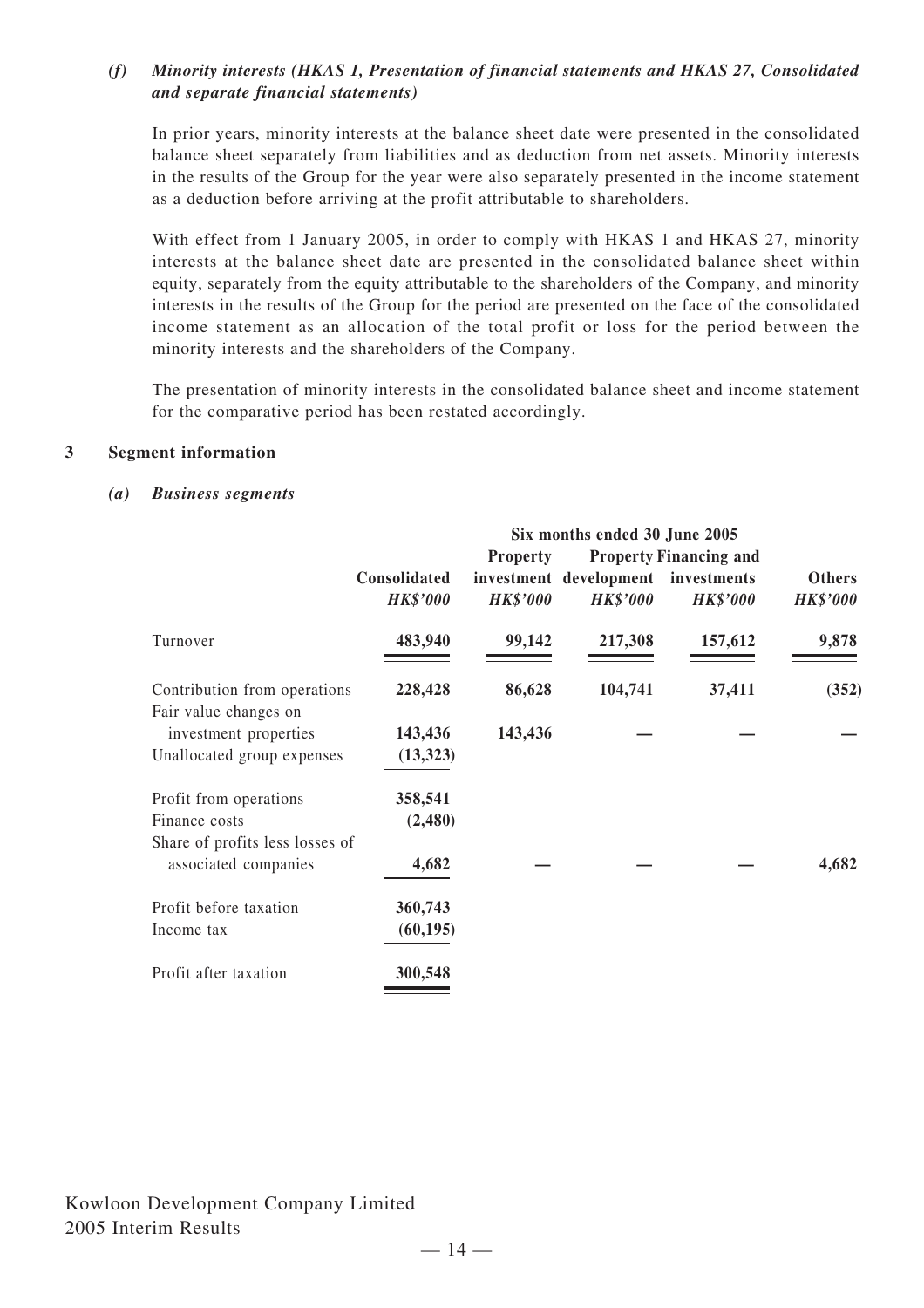*(f)* ***Minority interests (HKAS 1, Presentation of financial statements and HKAS 27, Consolidated and separate financial statements)***

In prior years, minority interests at the balance sheet date were presented in the consolidated balance sheet separately from liabilities and as deduction from net assets. Minority interests in the results of the Group for the year were also separately presented in the income statement as a deduction before arriving at the profit attributable to shareholders.

With effect from 1 January 2005, in order to comply with HKAS 1 and HKAS 27, minority interests at the balance sheet date are presented in the consolidated balance sheet within equity, separately from the equity attributable to the shareholders of the Company, and minority interests in the results of the Group for the period are presented on the face of the consolidated income statement as an allocation of the total profit or loss for the period between the minority interests and the shareholders of the Company.

The presentation of minority interests in the consolidated balance sheet and income statement for the comparative period has been restated accordingly.

## 3 Segment information

### *(a) Business segments*

| | Six months ended 30 June 2005 | | | | |
|---|---|---|---|---|---|
| | **Consolidated** *HK$'000* | **Property investment** *HK$'000* | **Property development** *HK$'000* | **Financing and investments** *HK$'000* | **Others** *HK$'000* |
| Turnover | **483,940** | **99,142** | **217,308** | **157,612** | **9,878** |
| Contribution from operations | **228,428** | **86,628** | **104,741** | **37,411** | **(352)** |
| Fair value changes on investment properties | **143,436** | **143,436** | **—** | **—** | **—** |
| Unallocated group expenses | **(13,323)** | | | | |
| Profit from operations | **358,541** | | | | |
| Finance costs | **(2,480)** | | | | |
| Share of profits less losses of associated companies | **4,682** | **—** | **—** | **—** | **4,682** |
| Profit before taxation | **360,743** | | | | |
| Income tax | **(60,195)** | | | | |
| Profit after taxation | **300,548** | | | | |

Kowloon Development Company Limited
2005 Interim Results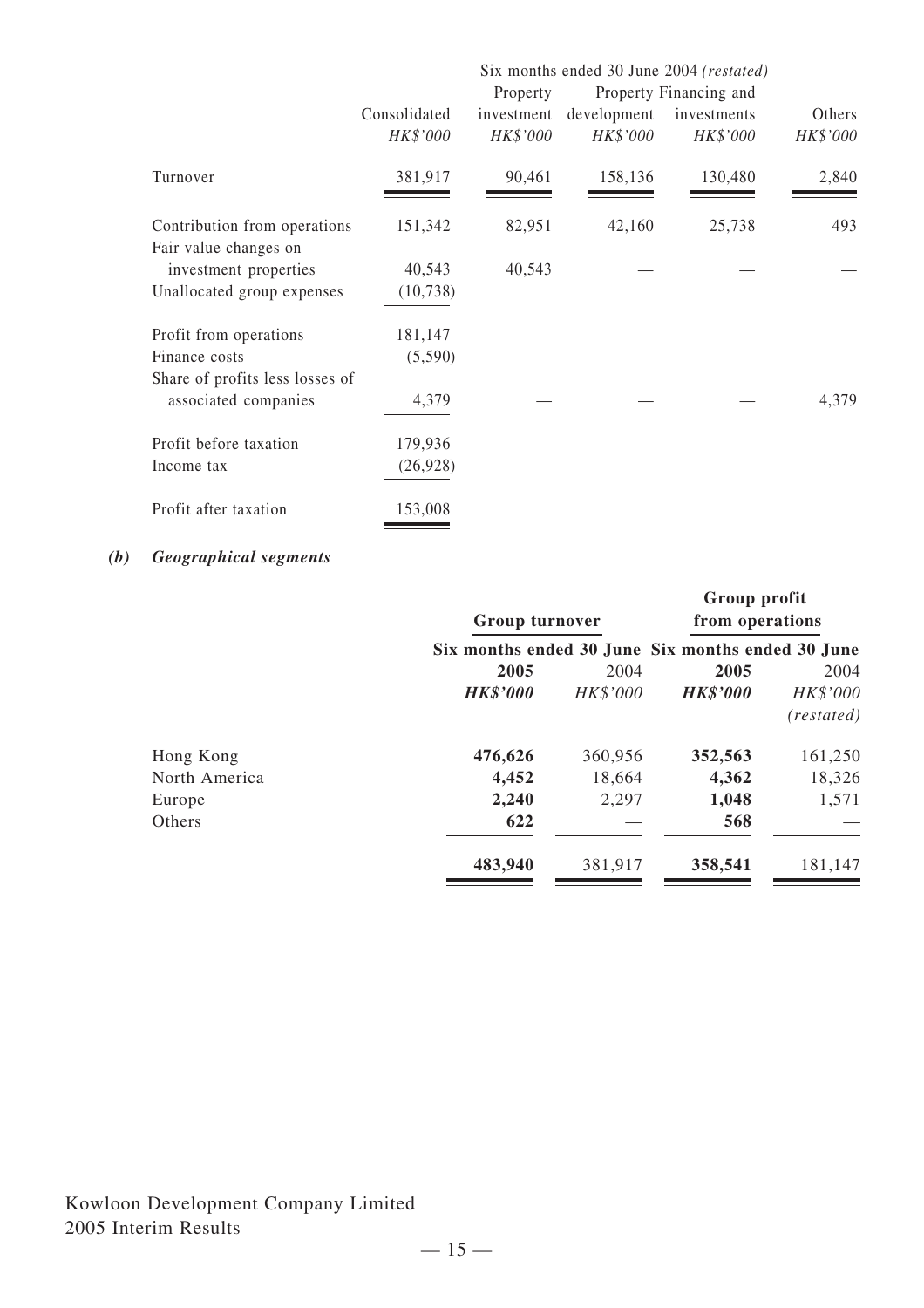| | Six months ended 30 June 2004 *(restated)* | | | | |
|---|---|---|---|---|---|
| | Consolidated | Property investment | Property development | Financing and investments | Others |
| | *HK$'000* | *HK$'000* | *HK$'000* | *HK$'000* | *HK$'000* |
| Turnover | 381,917 | 90,461 | 158,136 | 130,480 | 2,840 |
| Contribution from operations | 151,342 | 82,951 | 42,160 | 25,738 | 493 |
| Fair value changes on investment properties | 40,543 | 40,543 | — | — | — |
| Unallocated group expenses | (10,738) | | | | |
| Profit from operations | 181,147 | | | | |
| Finance costs | (5,590) | | | | |
| Share of profits less losses of associated companies | 4,379 | — | — | — | 4,379 |
| Profit before taxation | 179,936 | | | | |
| Income tax | (26,928) | | | | |
| Profit after taxation | 153,008 | | | | |

***(b) Geographical segments***

| | Group turnover | | Group profit from operations | |
|---|---|---|---|---|
| | Six months ended 30 June | | Six months ended 30 June | |
| | **2005** | 2004 | **2005** | 2004 |
| | ***HK$'000*** | *HK$'000* | ***HK$'000*** | *HK$'000* *(restated)* |
| Hong Kong | **476,626** | 360,956 | **352,563** | 161,250 |
| North America | **4,452** | 18,664 | **4,362** | 18,326 |
| Europe | **2,240** | 2,297 | **1,048** | 1,571 |
| Others | **622** | — | **568** | — |
| | **483,940** | 381,917 | **358,541** | 181,147 |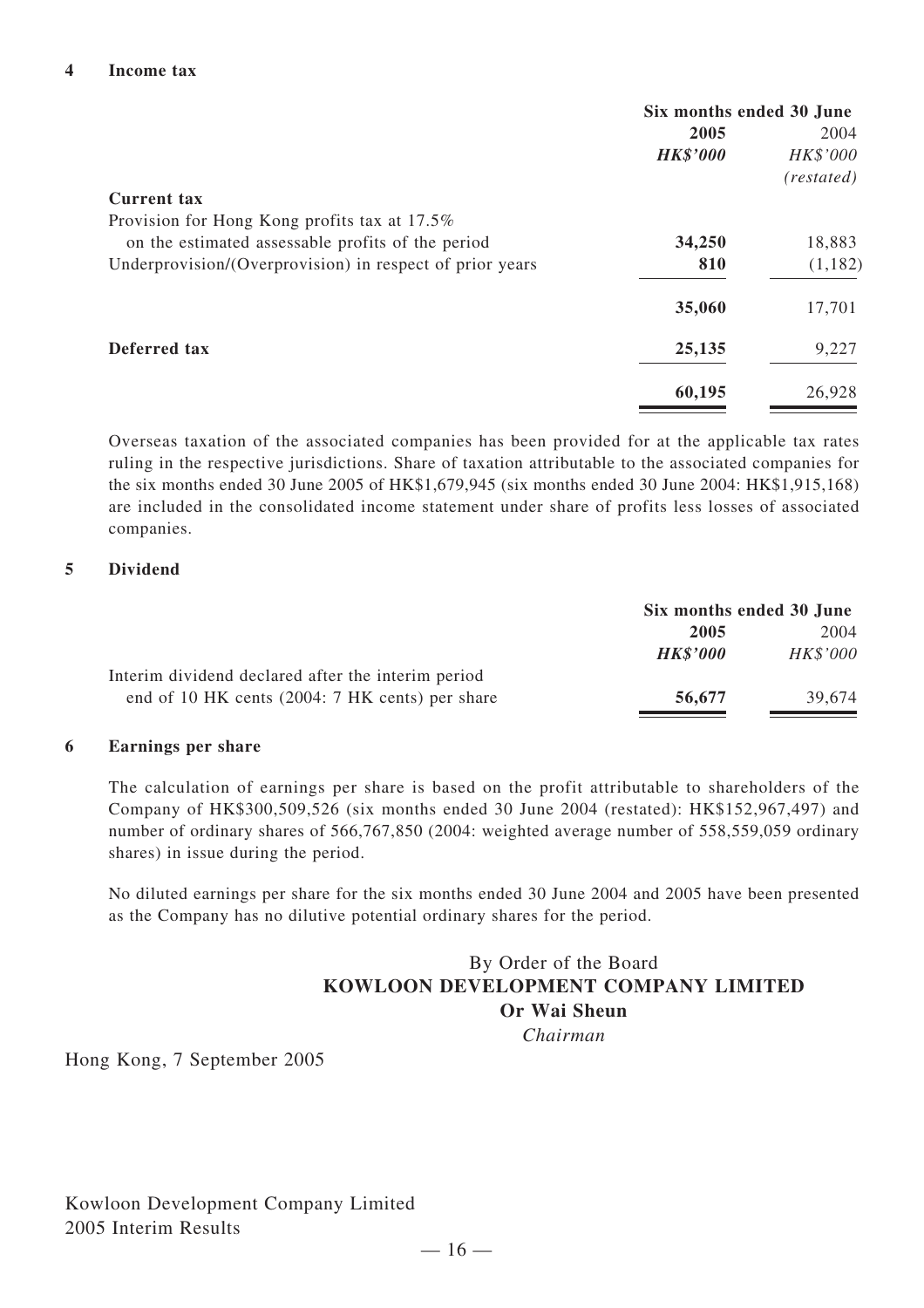## 4 Income tax

| | Six months ended 30 June | |
|---|---|---|
| | **2005** | 2004 |
| | ***HK$'000*** | *HK$'000* |
| | | *(restated)* |
| **Current tax** | | |
| Provision for Hong Kong profits tax at 17.5% on the estimated assessable profits of the period | **34,250** | 18,883 |
| Underprovision/(Overprovision) in respect of prior years | **810** | (1,182) |
| | **35,060** | 17,701 |
| **Deferred tax** | **25,135** | 9,227 |
| | **60,195** | 26,928 |

Overseas taxation of the associated companies has been provided for at the applicable tax rates ruling in the respective jurisdictions. Share of taxation attributable to the associated companies for the six months ended 30 June 2005 of HK$1,679,945 (six months ended 30 June 2004: HK$1,915,168) are included in the consolidated income statement under share of profits less losses of associated companies.

## 5 Dividend

| | Six months ended 30 June | |
|---|---|---|
| | **2005** | 2004 |
| | ***HK$'000*** | *HK$'000* |
| Interim dividend declared after the interim period end of 10 HK cents (2004: 7 HK cents) per share | **56,677** | 39,674 |

## 6 Earnings per share

The calculation of earnings per share is based on the profit attributable to shareholders of the Company of HK$300,509,526 (six months ended 30 June 2004 (restated): HK$152,967,497) and number of ordinary shares of 566,767,850 (2004: weighted average number of 558,559,059 ordinary shares) in issue during the period.

No diluted earnings per share for the six months ended 30 June 2004 and 2005 have been presented as the Company has no dilutive potential ordinary shares for the period.

By Order of the Board
**KOWLOON DEVELOPMENT COMPANY LIMITED**
**Or Wai Sheun**
*Chairman*

Hong Kong, 7 September 2005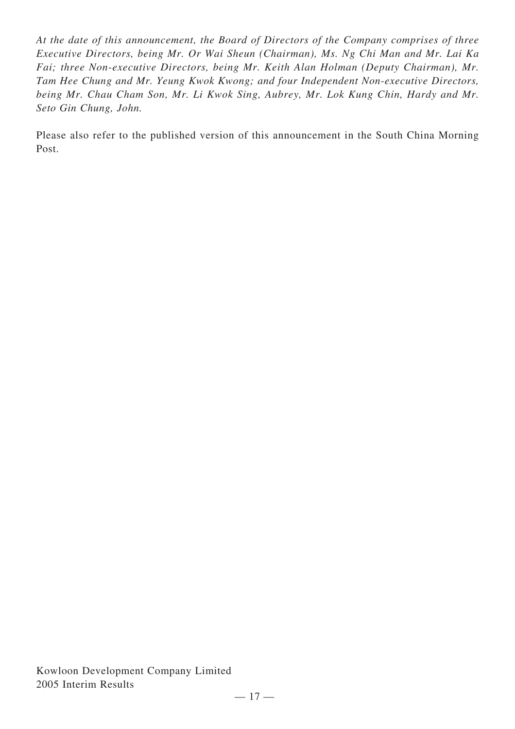*At the date of this announcement, the Board of Directors of the Company comprises of three Executive Directors, being Mr. Or Wai Sheun (Chairman), Ms. Ng Chi Man and Mr. Lai Ka Fai; three Non-executive Directors, being Mr. Keith Alan Holman (Deputy Chairman), Mr. Tam Hee Chung and Mr. Yeung Kwok Kwong; and four Independent Non-executive Directors, being Mr. Chau Cham Son, Mr. Li Kwok Sing, Aubrey, Mr. Lok Kung Chin, Hardy and Mr. Seto Gin Chung, John.*

Please also refer to the published version of this announcement in the South China Morning Post.